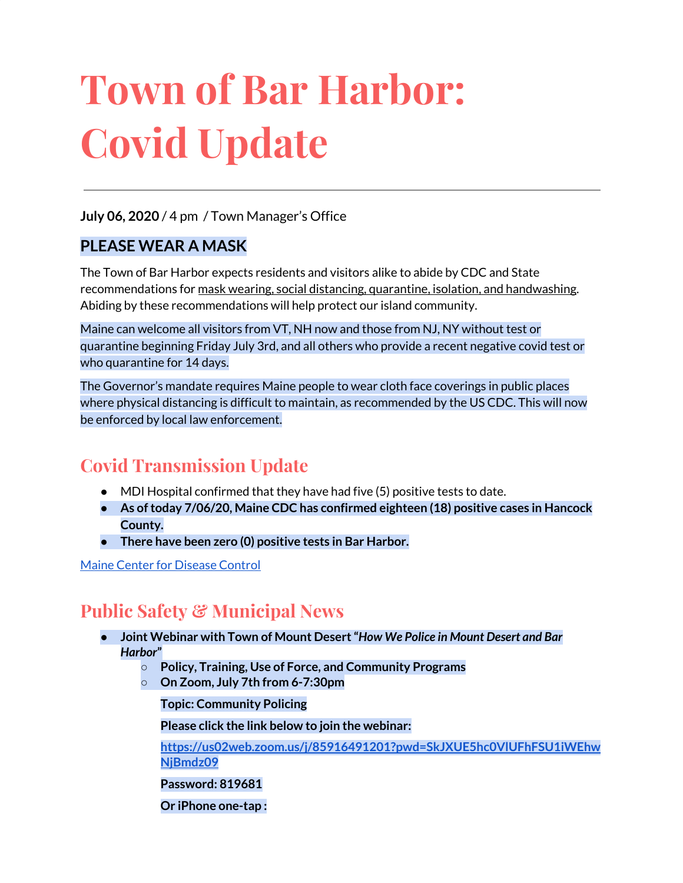# Town of Bar Harbor: Covid Update

---

**July 06, 2020** / 4 pm / Town Manager's Office

## PLEASE WEAR A MASK

The Town of Bar Harbor expects residents and visitors alike to abide by CDC and State recommendations for mask wearing, social distancing, quarantine, isolation, and handwashing. Abiding by these recommendations will help protect our island community.

Maine can welcome all visitors from VT, NH now and those from NJ, NY without test or quarantine beginning Friday July 3rd, and all others who provide a recent negative covid test or who quarantine for 14 days.

The Governor's mandate requires Maine people to wear cloth face coverings in public places where physical distancing is difficult to maintain, as recommended by the US CDC. This will now be enforced by local law enforcement.

## Covid Transmission Update

- MDI Hospital confirmed that they have had five (5) positive tests to date.
- **As of today 7/06/20, Maine CDC has confirmed eighteen (18) positive cases in Hancock County.**
- **There have been zero (0) positive tests in Bar Harbor.**

[Maine Center for Disease Control](#)

## Public Safety & Municipal News

- **Joint Webinar with Town of Mount Desert "*How We Police in Mount Desert and Bar Harbor*"**
  - **Policy, Training, Use of Force, and Community Programs**
  - **On Zoom, July 7th from 6-7:30pm**

    **Topic: Community Policing**

    **Please click the link below to join the webinar:**

    **https://us02web.zoom.us/j/85916491201?pwd=SkJXUE5hc0VlUFhFSU1iWEhwNjBmdz09**

    **Password: 819681**

    **Or iPhone one-tap :**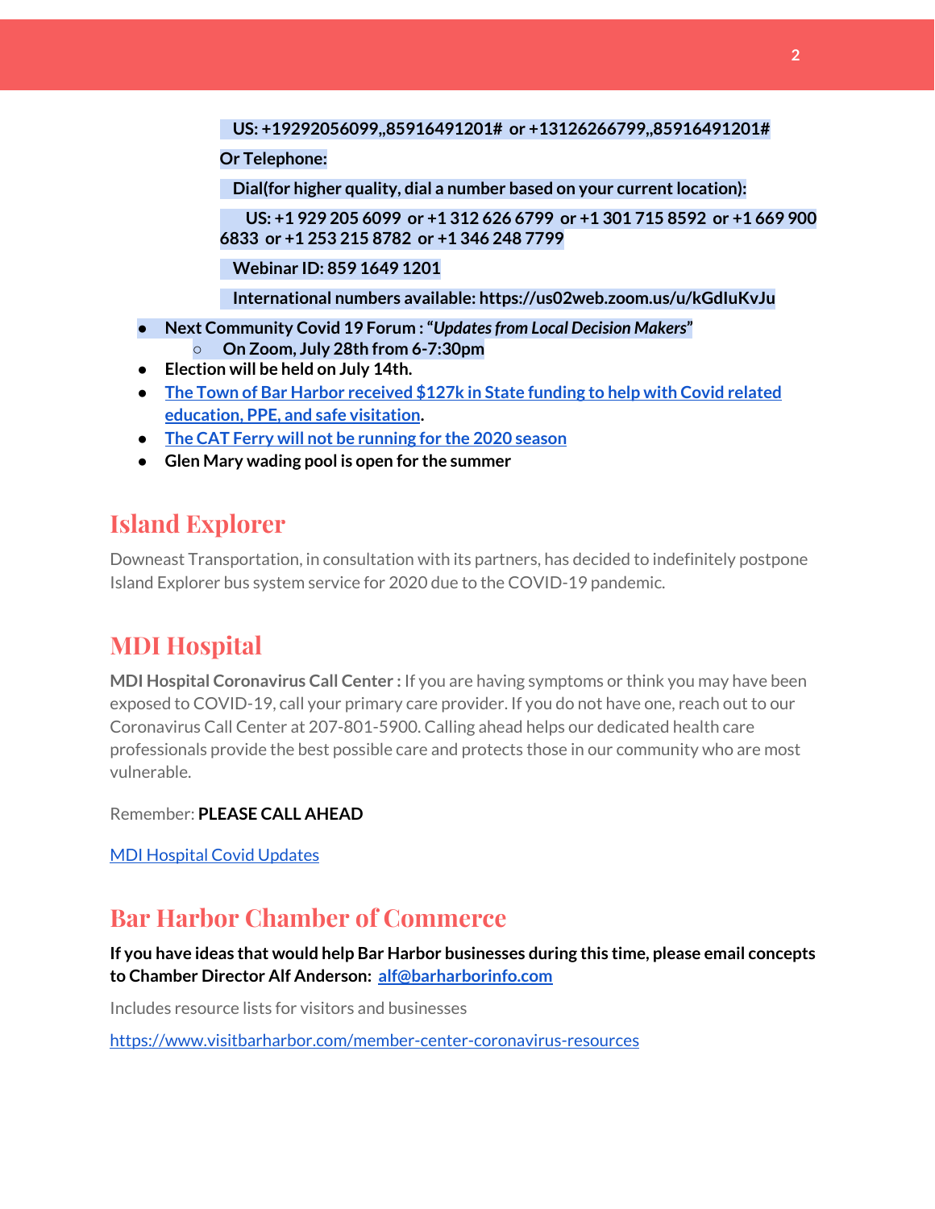**US: +19292056099,,85916491201# or +13126266799,,85916491201#**

**Or Telephone:**

**Dial(for higher quality, dial a number based on your current location):**

**US: +1 929 205 6099 or +1 312 626 6799 or +1 301 715 8592 or +1 669 900 6833 or +1 253 215 8782 or +1 346 248 7799**

**Webinar ID: 859 1649 1201**

**International numbers available: https://us02web.zoom.us/u/kGdIuKvJu**

- **Next Community Covid 19 Forum : "*Updates from Local Decision Makers*"**
  - **On Zoom, July 28th from 6-7:30pm**
- **Election will be held on July 14th.**
- **[The Town of Bar Harbor received $127k in State funding to help with Covid related education, PPE, and safe visitation](#).**
- **[The CAT Ferry will not be running for the 2020 season](#)**
- **Glen Mary wading pool is open for the summer**

## Island Explorer

Downeast Transportation, in consultation with its partners, has decided to indefinitely postpone Island Explorer bus system service for 2020 due to the COVID-19 pandemic.

## MDI Hospital

**MDI Hospital Coronavirus Call Center :** If you are having symptoms or think you may have been exposed to COVID-19, call your primary care provider. If you do not have one, reach out to our Coronavirus Call Center at 207-801-5900. Calling ahead helps our dedicated health care professionals provide the best possible care and protects those in our community who are most vulnerable.

Remember: **PLEASE CALL AHEAD**

[MDI Hospital Covid Updates](#)

## Bar Harbor Chamber of Commerce

**If you have ideas that would help Bar Harbor businesses during this time, please email concepts to Chamber Director Alf Anderson: [alf@barharborinfo.com](mailto:alf@barharborinfo.com)**

Includes resource lists for visitors and businesses

https://www.visitbarharbor.com/member-center-coronavirus-resources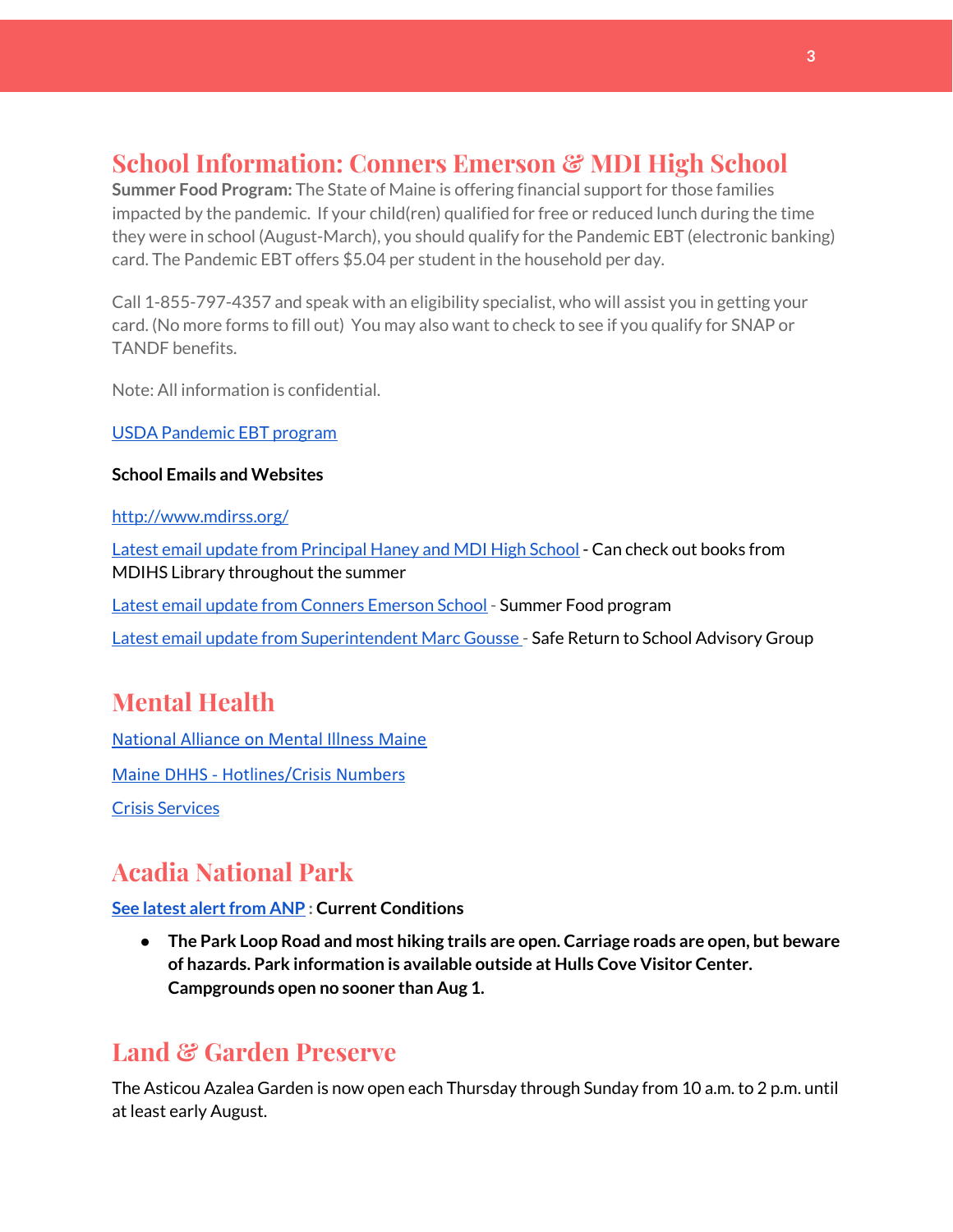## School Information: Conners Emerson & MDI High School

**Summer Food Program:** The State of Maine is offering financial support for those families impacted by the pandemic. If your child(ren) qualified for free or reduced lunch during the time they were in school (August-March), you should qualify for the Pandemic EBT (electronic banking) card. The Pandemic EBT offers $5.04 per student in the household per day.

Call 1-855-797-4357 and speak with an eligibility specialist, who will assist you in getting your card. (No more forms to fill out) You may also want to check to see if you qualify for SNAP or TANDF benefits.

Note: All information is confidential.

USDA Pandemic EBT program

**School Emails and Websites**

http://www.mdirss.org/

Latest email update from Principal Haney and MDI High School - Can check out books from MDIHS Library throughout the summer

Latest email update from Conners Emerson School - Summer Food program

Latest email update from Superintendent Marc Gousse - Safe Return to School Advisory Group

## Mental Health

National Alliance on Mental Illness Maine

Maine DHHS - Hotlines/Crisis Numbers

Crisis Services

## Acadia National Park

**See latest alert from ANP : Current Conditions**

- **The Park Loop Road and most hiking trails are open. Carriage roads are open, but beware of hazards. Park information is available outside at Hulls Cove Visitor Center. Campgrounds open no sooner than Aug 1.**

## Land & Garden Preserve

The Asticou Azalea Garden is now open each Thursday through Sunday from 10 a.m. to 2 p.m. until at least early August.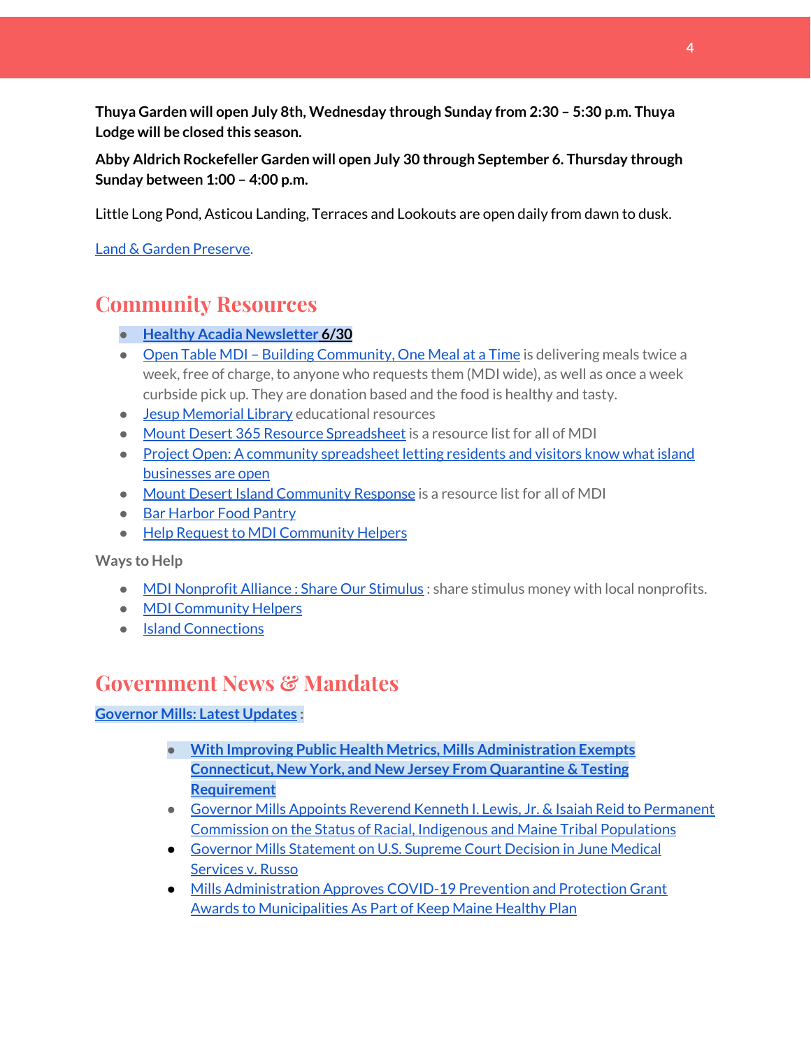**Thuya Garden will open July 8th, Wednesday through Sunday from 2:30 – 5:30 p.m. Thuya Lodge will be closed this season.**

**Abby Aldrich Rockefeller Garden will open July 30 through September 6. Thursday through Sunday between 1:00 – 4:00 p.m.**

Little Long Pond, Asticou Landing, Terraces and Lookouts are open daily from dawn to dusk.

Land & Garden Preserve.

## Community Resources

- **Healthy Acadia Newsletter 6/30**
- Open Table MDI – Building Community, One Meal at a Time is delivering meals twice a week, free of charge, to anyone who requests them (MDI wide), as well as once a week curbside pick up. They are donation based and the food is healthy and tasty.
- Jesup Memorial Library educational resources
- Mount Desert 365 Resource Spreadsheet is a resource list for all of MDI
- Project Open: A community spreadsheet letting residents and visitors know what island businesses are open
- Mount Desert Island Community Response is a resource list for all of MDI
- Bar Harbor Food Pantry
- Help Request to MDI Community Helpers

Ways to Help

- MDI Nonprofit Alliance : Share Our Stimulus : share stimulus money with local nonprofits.
- MDI Community Helpers
- Island Connections

## Government News & Mandates

**Governor Mills: Latest Updates :**

- **With Improving Public Health Metrics, Mills Administration Exempts Connecticut, New York, and New Jersey From Quarantine & Testing Requirement**
- Governor Mills Appoints Reverend Kenneth I. Lewis, Jr. & Isaiah Reid to Permanent Commission on the Status of Racial, Indigenous and Maine Tribal Populations
- Governor Mills Statement on U.S. Supreme Court Decision in June Medical Services v. Russo
- Mills Administration Approves COVID-19 Prevention and Protection Grant Awards to Municipalities As Part of Keep Maine Healthy Plan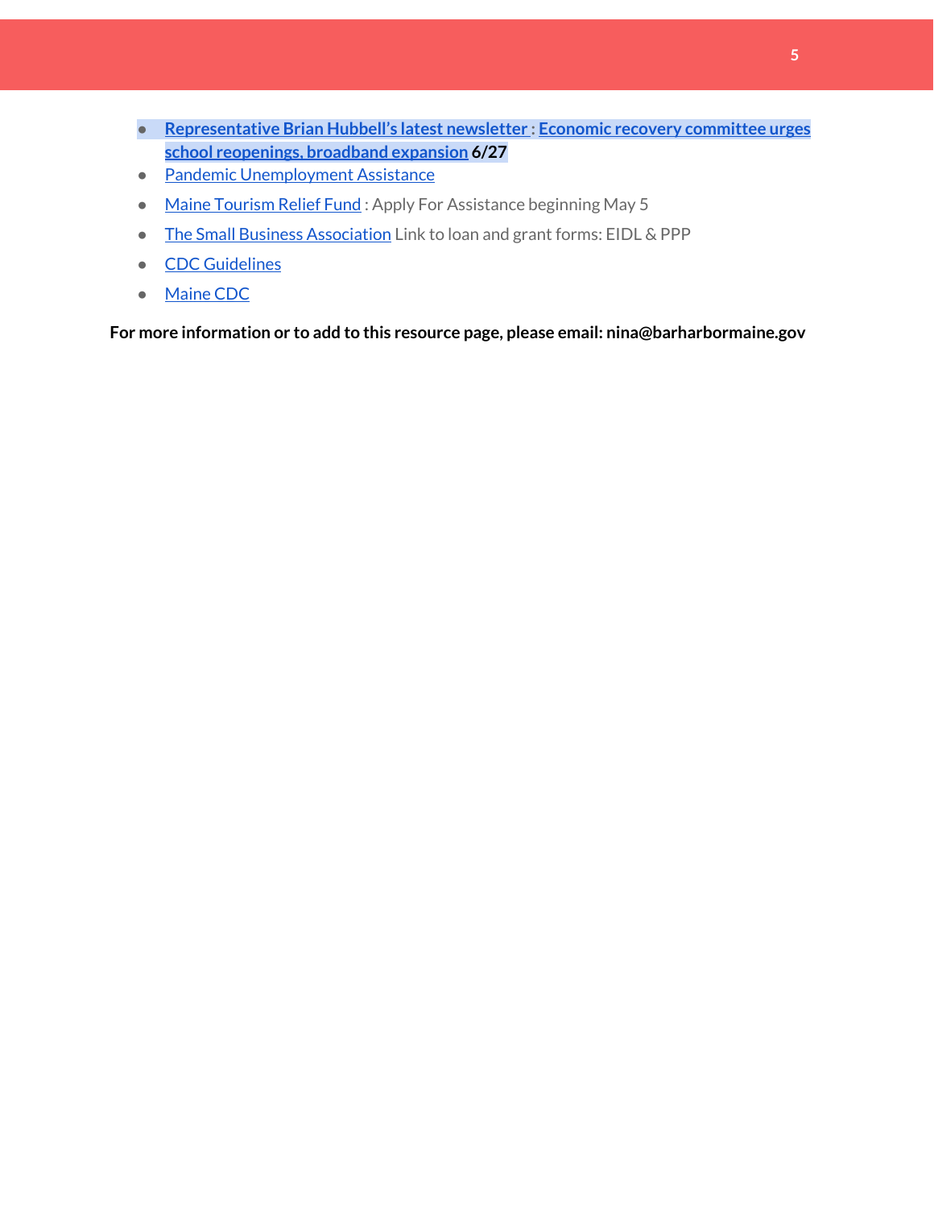- **Representative Brian Hubbell's latest newsletter : Economic recovery committee urges school reopenings, broadband expansion 6/27**
- Pandemic Unemployment Assistance
- Maine Tourism Relief Fund : Apply For Assistance beginning May 5
- The Small Business Association Link to loan and grant forms: EIDL & PPP
- CDC Guidelines
- Maine CDC

**For more information or to add to this resource page, please email: nina@barharbormaine.gov**